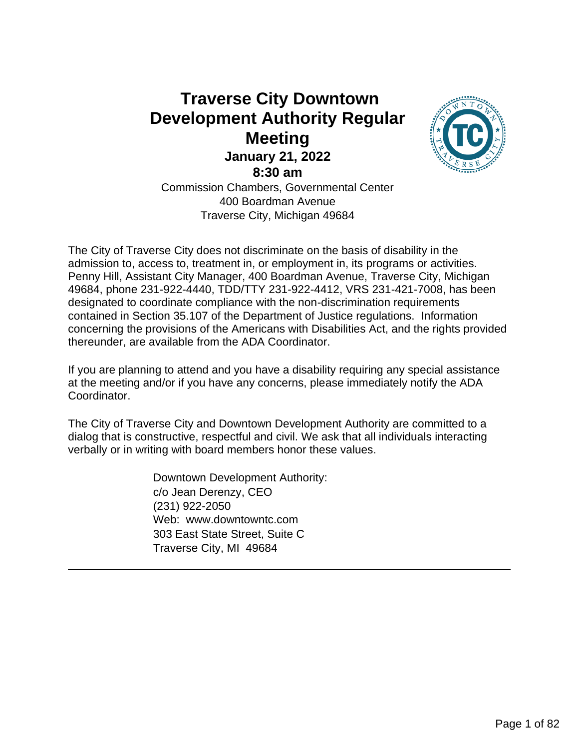# Traverse City Downtown Development Authority Regular Meeting

**January 21, 2022**

**8:30 am**

Commission Chambers, Governmental Center
400 Boardman Avenue
Traverse City, Michigan 49684

The City of Traverse City does not discriminate on the basis of disability in the admission to, access to, treatment in, or employment in, its programs or activities. Penny Hill, Assistant City Manager, 400 Boardman Avenue, Traverse City, Michigan 49684, phone 231-922-4440, TDD/TTY 231-922-4412, VRS 231-421-7008, has been designated to coordinate compliance with the non-discrimination requirements contained in Section 35.107 of the Department of Justice regulations. Information concerning the provisions of the Americans with Disabilities Act, and the rights provided thereunder, are available from the ADA Coordinator.

If you are planning to attend and you have a disability requiring any special assistance at the meeting and/or if you have any concerns, please immediately notify the ADA Coordinator.

The City of Traverse City and Downtown Development Authority are committed to a dialog that is constructive, respectful and civil. We ask that all individuals interacting verbally or in writing with board members honor these values.

Downtown Development Authority:
c/o Jean Derenzy, CEO
(231) 922-2050
Web: www.downtowntc.com
303 East State Street, Suite C
Traverse City, MI 49684

---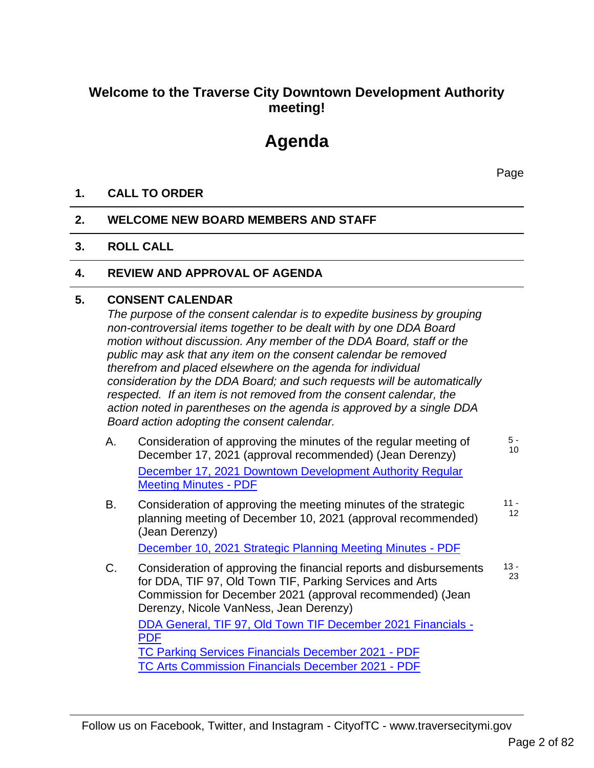## Welcome to the Traverse City Downtown Development Authority meeting!

# Agenda

Page

**1. CALL TO ORDER**

**2. WELCOME NEW BOARD MEMBERS AND STAFF**

**3. ROLL CALL**

**4. REVIEW AND APPROVAL OF AGENDA**

**5. CONSENT CALENDAR**

*The purpose of the consent calendar is to expedite business by grouping non-controversial items together to be dealt with by one DDA Board motion without discussion. Any member of the DDA Board, staff or the public may ask that any item on the consent calendar be removed therefrom and placed elsewhere on the agenda for individual consideration by the DDA Board; and such requests will be automatically respected. If an item is not removed from the consent calendar, the action noted in parentheses on the agenda is approved by a single DDA Board action adopting the consent calendar.*

A. Consideration of approving the minutes of the regular meeting of December 17, 2021 (approval recommended) (Jean Derenzy) — 5 - 10

[December 17, 2021 Downtown Development Authority Regular Meeting Minutes - PDF]

B. Consideration of approving the meeting minutes of the strategic planning meeting of December 10, 2021 (approval recommended) (Jean Derenzy) — 11 - 12

[December 10, 2021 Strategic Planning Meeting Minutes - PDF]

C. Consideration of approving the financial reports and disbursements for DDA, TIF 97, Old Town TIF, Parking Services and Arts Commission for December 2021 (approval recommended) (Jean Derenzy, Nicole VanNess, Jean Derenzy) — 13 - 23

[DDA General, TIF 97, Old Town TIF December 2021 Financials - PDF]
[TC Parking Services Financials December 2021 - PDF]
[TC Arts Commission Financials December 2021 - PDF]

Follow us on Facebook, Twitter, and Instagram - CityofTC - www.traversecitymi.gov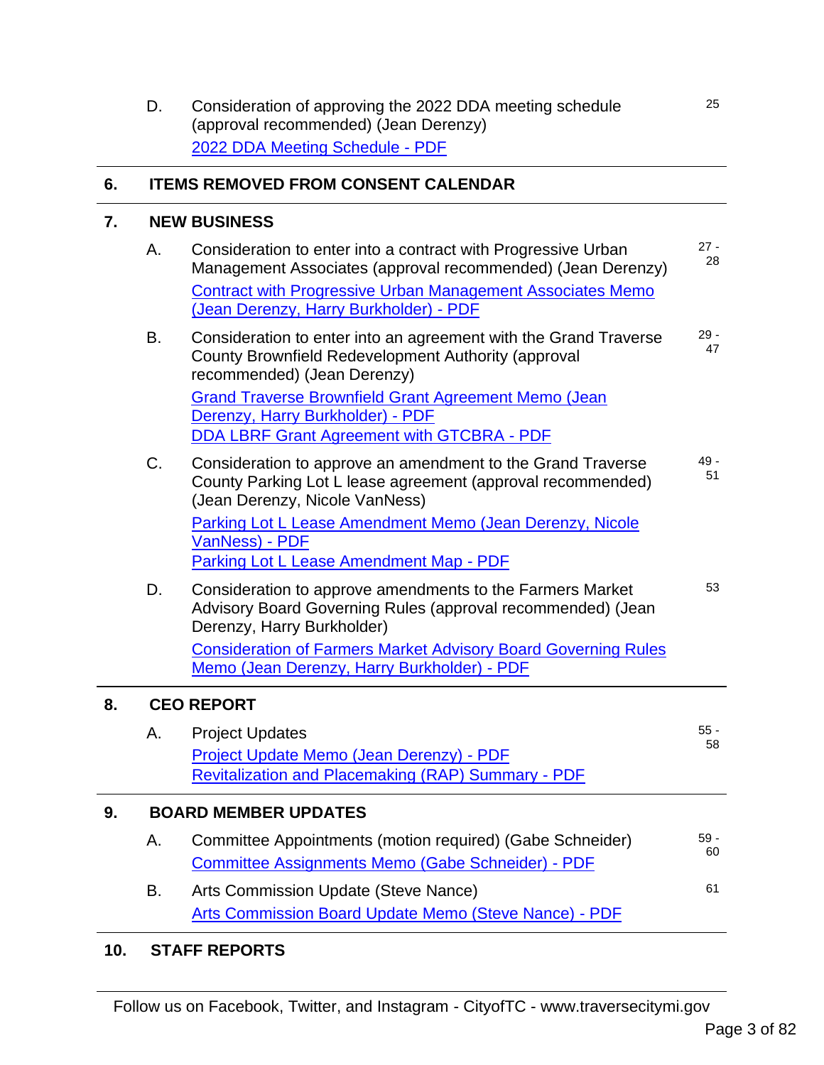D. Consideration of approving the 2022 DDA meeting schedule (approval recommended) (Jean Derenzy) — 25

[2022 DDA Meeting Schedule - PDF]

## 6. ITEMS REMOVED FROM CONSENT CALENDAR

## 7. NEW BUSINESS

A. Consideration to enter into a contract with Progressive Urban Management Associates (approval recommended) (Jean Derenzy) — 27 - 28

[Contract with Progressive Urban Management Associates Memo (Jean Derenzy, Harry Burkholder) - PDF]

B. Consideration to enter into an agreement with the Grand Traverse County Brownfield Redevelopment Authority (approval recommended) (Jean Derenzy) — 29 - 47

[Grand Traverse Brownfield Grant Agreement Memo (Jean Derenzy, Harry Burkholder) - PDF]
[DDA LBRF Grant Agreement with GTCBRA - PDF]

C. Consideration to approve an amendment to the Grand Traverse County Parking Lot L lease agreement (approval recommended) (Jean Derenzy, Nicole VanNess) — 49 - 51

[Parking Lot L Lease Amendment Memo (Jean Derenzy, Nicole VanNess) - PDF]
[Parking Lot L Lease Amendment Map - PDF]

D. Consideration to approve amendments to the Farmers Market Advisory Board Governing Rules (approval recommended) (Jean Derenzy, Harry Burkholder) — 53

[Consideration of Farmers Market Advisory Board Governing Rules Memo (Jean Derenzy, Harry Burkholder) - PDF]

## 8. CEO REPORT

A. Project Updates — 55 - 58

[Project Update Memo (Jean Derenzy) - PDF]
[Revitalization and Placemaking (RAP) Summary - PDF]

## 9. BOARD MEMBER UPDATES

A. Committee Appointments (motion required) (Gabe Schneider) — 59 - 60

[Committee Assignments Memo (Gabe Schneider) - PDF]

B. Arts Commission Update (Steve Nance) — 61

[Arts Commission Board Update Memo (Steve Nance) - PDF]

## 10. STAFF REPORTS

Follow us on Facebook, Twitter, and Instagram - CityofTC - www.traversecitymi.gov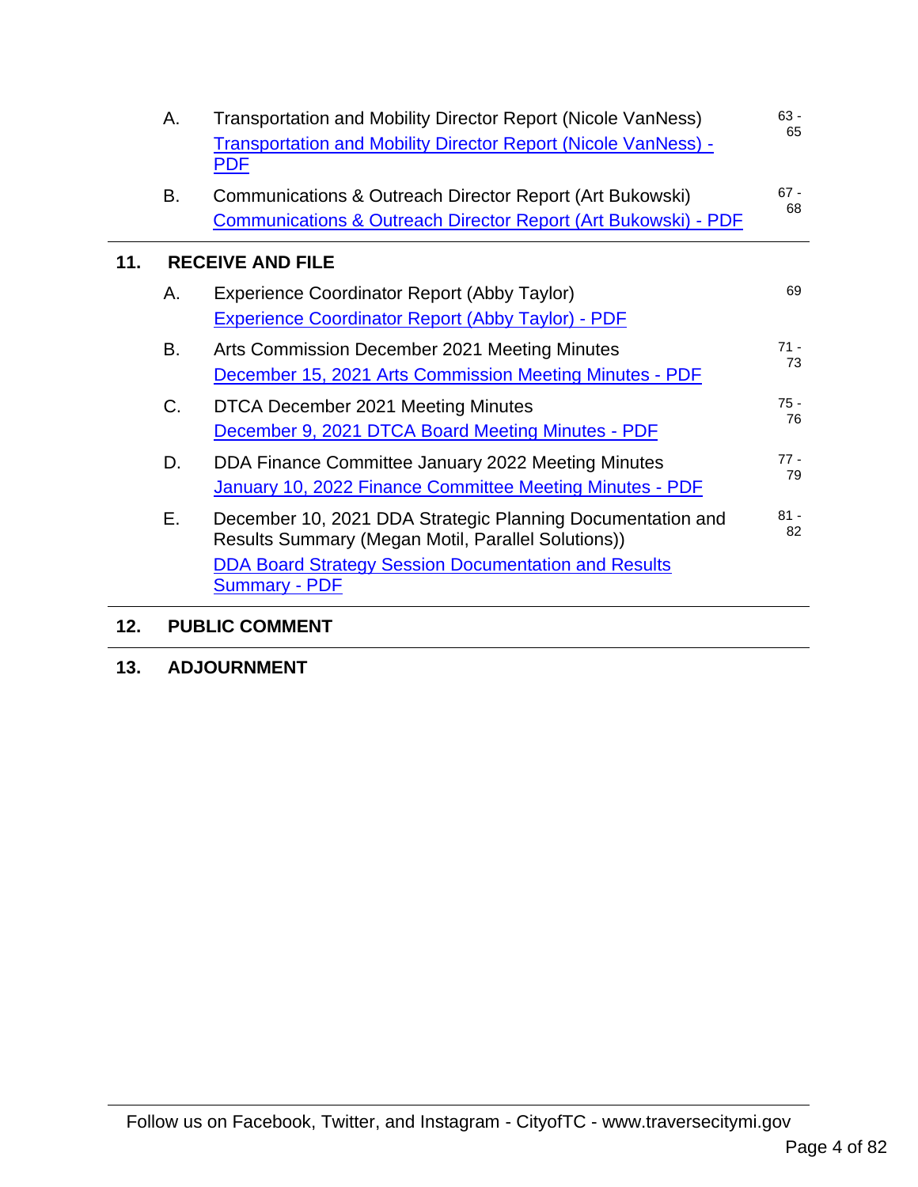A. Transportation and Mobility Director Report (Nicole VanNess) — 63 - 65
[Transportation and Mobility Director Report (Nicole VanNess) - PDF]

B. Communications & Outreach Director Report (Art Bukowski) — 67 - 68
[Communications & Outreach Director Report (Art Bukowski) - PDF]

## 11. RECEIVE AND FILE

A. Experience Coordinator Report (Abby Taylor) — 69
[Experience Coordinator Report (Abby Taylor) - PDF]

B. Arts Commission December 2021 Meeting Minutes — 71 - 73
[December 15, 2021 Arts Commission Meeting Minutes - PDF]

C. DTCA December 2021 Meeting Minutes — 75 - 76
[December 9, 2021 DTCA Board Meeting Minutes - PDF]

D. DDA Finance Committee January 2022 Meeting Minutes — 77 - 79
[January 10, 2022 Finance Committee Meeting Minutes - PDF]

E. December 10, 2021 DDA Strategic Planning Documentation and Results Summary (Megan Motil, Parallel Solutions)) — 81 - 82
[DDA Board Strategy Session Documentation and Results Summary - PDF]

## 12. PUBLIC COMMENT

## 13. ADJOURNMENT

Follow us on Facebook, Twitter, and Instagram - CityofTC - www.traversecitymi.gov